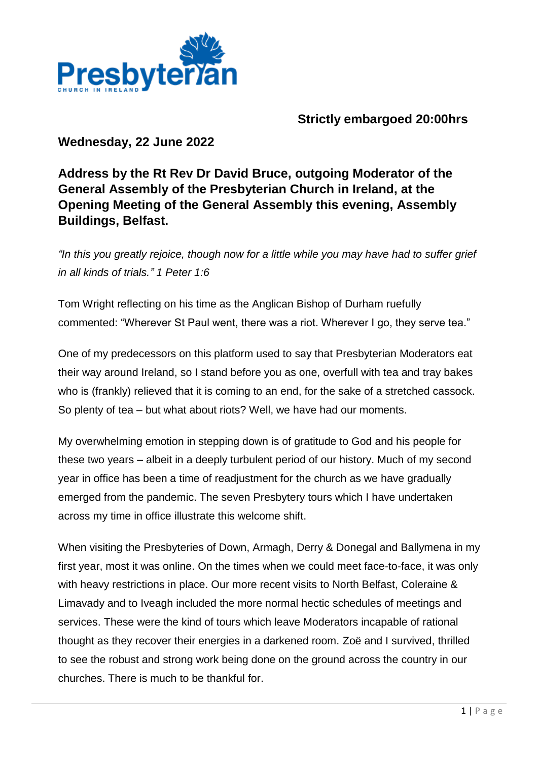**Strictly embargoed 20:00hrs**

**Wednesday, 22 June 2022**

## Address by the Rt Rev Dr David Bruce, outgoing Moderator of the General Assembly of the Presbyterian Church in Ireland, at the Opening Meeting of the General Assembly this evening, Assembly Buildings, Belfast.

*"In this you greatly rejoice, though now for a little while you may have had to suffer grief in all kinds of trials." 1 Peter 1:6*

Tom Wright reflecting on his time as the Anglican Bishop of Durham ruefully commented: "Wherever St Paul went, there was a riot. Wherever I go, they serve tea."

One of my predecessors on this platform used to say that Presbyterian Moderators eat their way around Ireland, so I stand before you as one, overfull with tea and tray bakes who is (frankly) relieved that it is coming to an end, for the sake of a stretched cassock. So plenty of tea – but what about riots? Well, we have had our moments.

My overwhelming emotion in stepping down is of gratitude to God and his people for these two years – albeit in a deeply turbulent period of our history. Much of my second year in office has been a time of readjustment for the church as we have gradually emerged from the pandemic. The seven Presbytery tours which I have undertaken across my time in office illustrate this welcome shift.

When visiting the Presbyteries of Down, Armagh, Derry & Donegal and Ballymena in my first year, most it was online. On the times when we could meet face-to-face, it was only with heavy restrictions in place. Our more recent visits to North Belfast, Coleraine & Limavady and to Iveagh included the more normal hectic schedules of meetings and services. These were the kind of tours which leave Moderators incapable of rational thought as they recover their energies in a darkened room. Zoë and I survived, thrilled to see the robust and strong work being done on the ground across the country in our churches. There is much to be thankful for.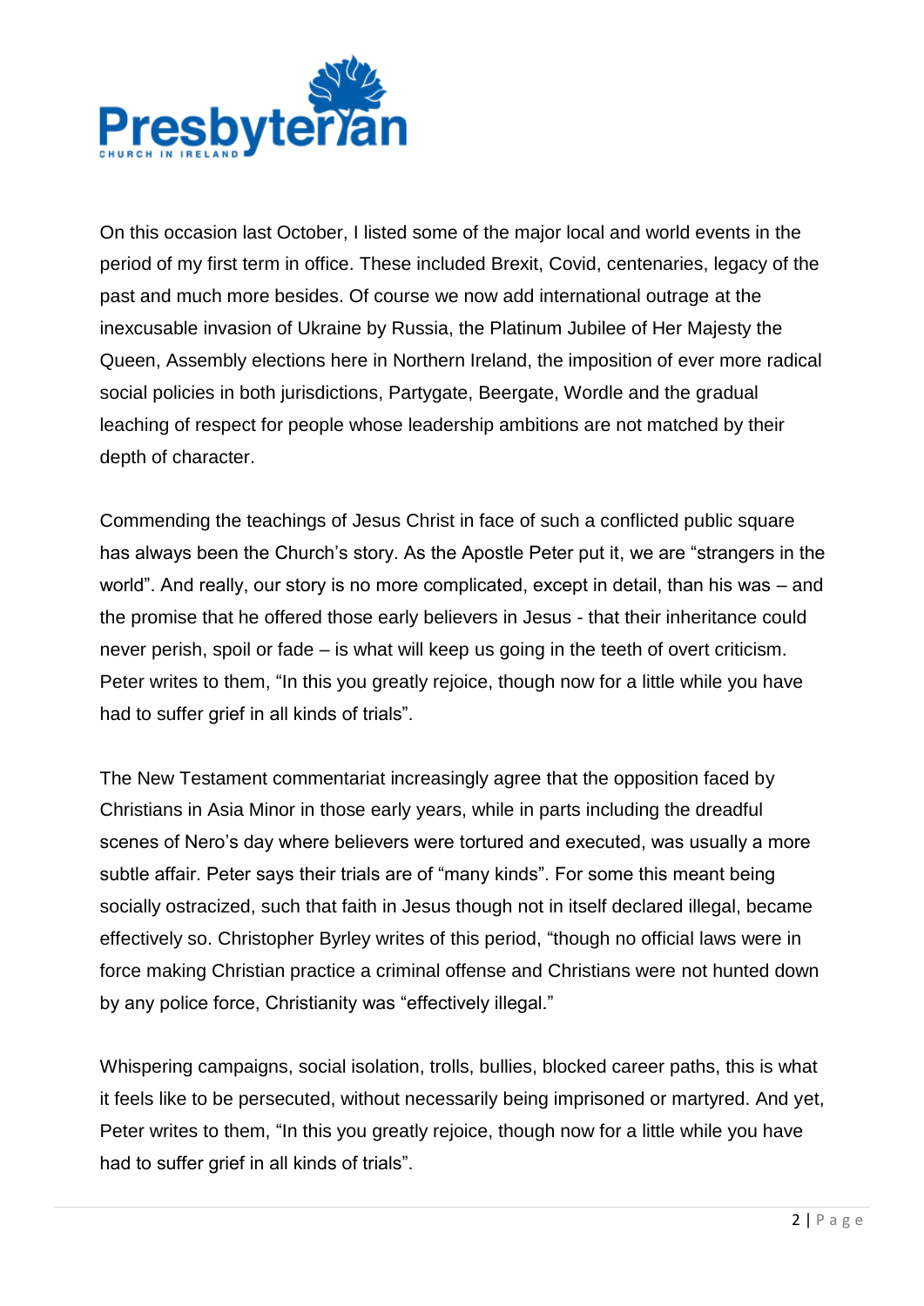On this occasion last October, I listed some of the major local and world events in the period of my first term in office. These included Brexit, Covid, centenaries, legacy of the past and much more besides. Of course we now add international outrage at the inexcusable invasion of Ukraine by Russia, the Platinum Jubilee of Her Majesty the Queen, Assembly elections here in Northern Ireland, the imposition of ever more radical social policies in both jurisdictions, Partygate, Beergate, Wordle and the gradual leaching of respect for people whose leadership ambitions are not matched by their depth of character.

Commending the teachings of Jesus Christ in face of such a conflicted public square has always been the Church's story. As the Apostle Peter put it, we are "strangers in the world". And really, our story is no more complicated, except in detail, than his was – and the promise that he offered those early believers in Jesus - that their inheritance could never perish, spoil or fade – is what will keep us going in the teeth of overt criticism. Peter writes to them, "In this you greatly rejoice, though now for a little while you have had to suffer grief in all kinds of trials".

The New Testament commentariat increasingly agree that the opposition faced by Christians in Asia Minor in those early years, while in parts including the dreadful scenes of Nero's day where believers were tortured and executed, was usually a more subtle affair. Peter says their trials are of "many kinds". For some this meant being socially ostracized, such that faith in Jesus though not in itself declared illegal, became effectively so. Christopher Byrley writes of this period, "though no official laws were in force making Christian practice a criminal offense and Christians were not hunted down by any police force, Christianity was "effectively illegal."

Whispering campaigns, social isolation, trolls, bullies, blocked career paths, this is what it feels like to be persecuted, without necessarily being imprisoned or martyred. And yet, Peter writes to them, "In this you greatly rejoice, though now for a little while you have had to suffer grief in all kinds of trials".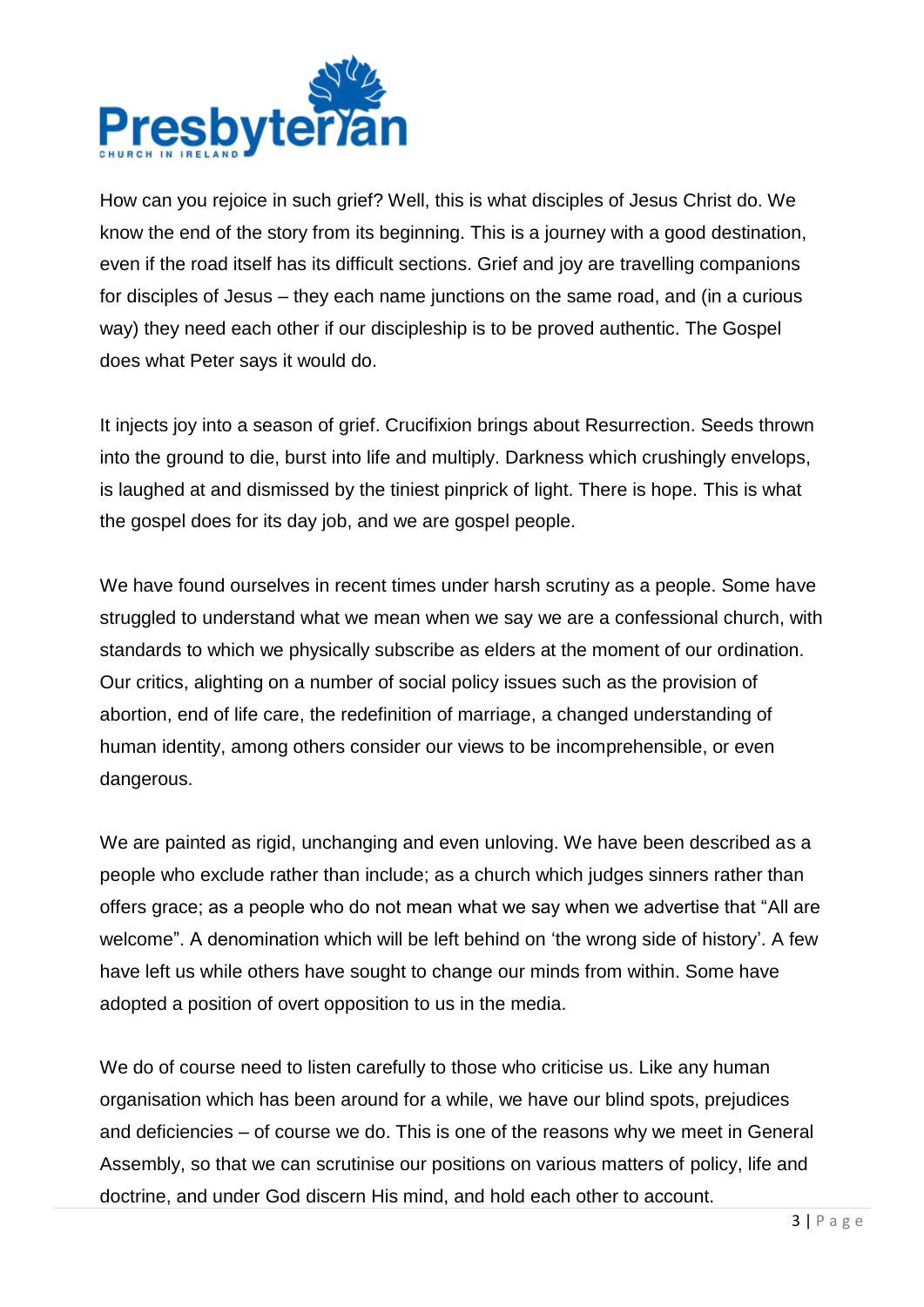How can you rejoice in such grief? Well, this is what disciples of Jesus Christ do. We know the end of the story from its beginning. This is a journey with a good destination, even if the road itself has its difficult sections. Grief and joy are travelling companions for disciples of Jesus – they each name junctions on the same road, and (in a curious way) they need each other if our discipleship is to be proved authentic. The Gospel does what Peter says it would do.

It injects joy into a season of grief. Crucifixion brings about Resurrection. Seeds thrown into the ground to die, burst into life and multiply. Darkness which crushingly envelops, is laughed at and dismissed by the tiniest pinprick of light. There is hope. This is what the gospel does for its day job, and we are gospel people.

We have found ourselves in recent times under harsh scrutiny as a people. Some have struggled to understand what we mean when we say we are a confessional church, with standards to which we physically subscribe as elders at the moment of our ordination. Our critics, alighting on a number of social policy issues such as the provision of abortion, end of life care, the redefinition of marriage, a changed understanding of human identity, among others consider our views to be incomprehensible, or even dangerous.

We are painted as rigid, unchanging and even unloving. We have been described as a people who exclude rather than include; as a church which judges sinners rather than offers grace; as a people who do not mean what we say when we advertise that "All are welcome". A denomination which will be left behind on 'the wrong side of history'. A few have left us while others have sought to change our minds from within. Some have adopted a position of overt opposition to us in the media.

We do of course need to listen carefully to those who criticise us. Like any human organisation which has been around for a while, we have our blind spots, prejudices and deficiencies – of course we do. This is one of the reasons why we meet in General Assembly, so that we can scrutinise our positions on various matters of policy, life and doctrine, and under God discern His mind, and hold each other to account.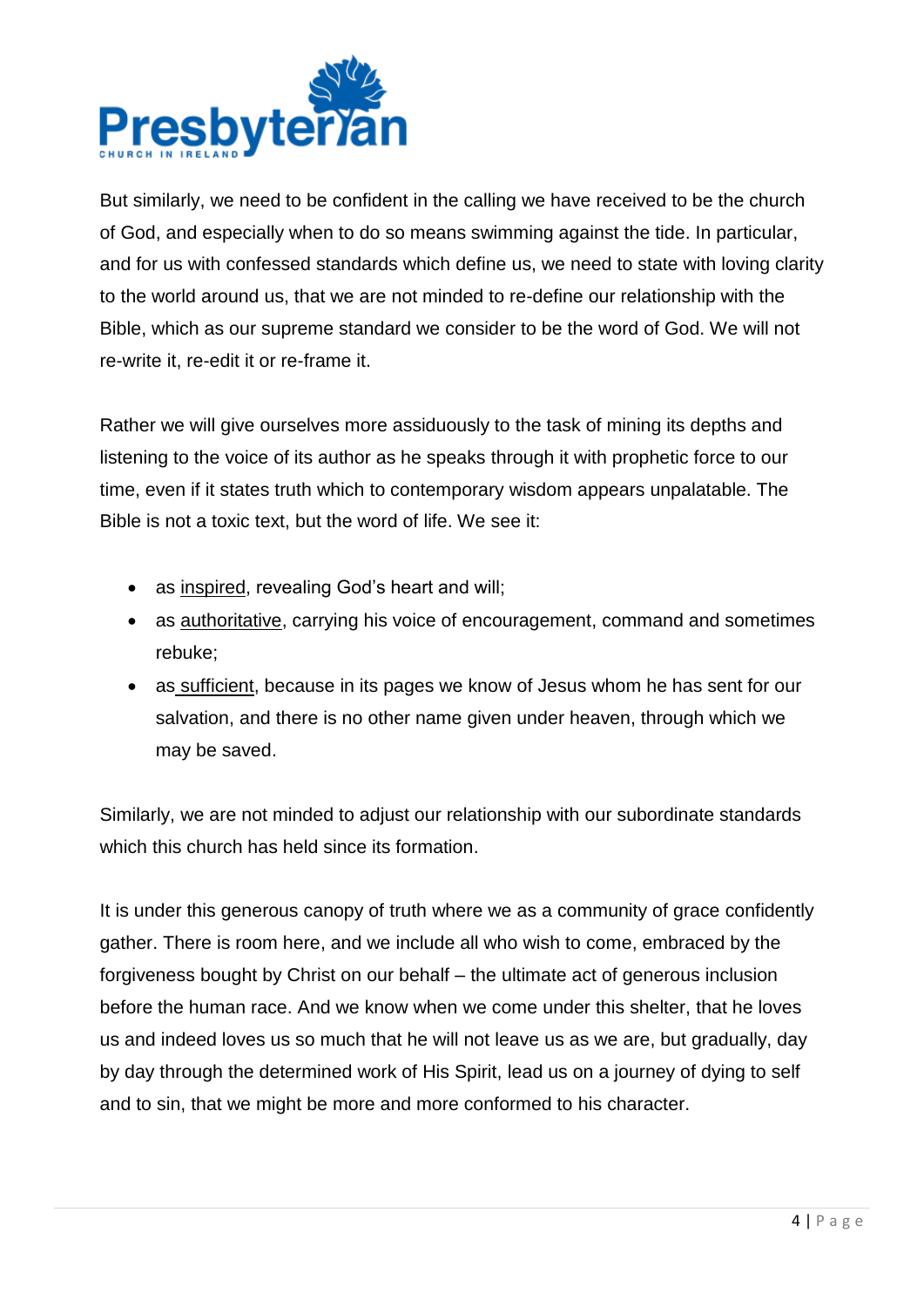But similarly, we need to be confident in the calling we have received to be the church of God, and especially when to do so means swimming against the tide. In particular, and for us with confessed standards which define us, we need to state with loving clarity to the world around us, that we are not minded to re-define our relationship with the Bible, which as our supreme standard we consider to be the word of God. We will not re-write it, re-edit it or re-frame it.

Rather we will give ourselves more assiduously to the task of mining its depths and listening to the voice of its author as he speaks through it with prophetic force to our time, even if it states truth which to contemporary wisdom appears unpalatable. The Bible is not a toxic text, but the word of life. We see it:

- as <u>inspired</u>, revealing God's heart and will;
- as <u>authoritative</u>, carrying his voice of encouragement, command and sometimes rebuke;
- as <u>sufficient</u>, because in its pages we know of Jesus whom he has sent for our salvation, and there is no other name given under heaven, through which we may be saved.

Similarly, we are not minded to adjust our relationship with our subordinate standards which this church has held since its formation.

It is under this generous canopy of truth where we as a community of grace confidently gather. There is room here, and we include all who wish to come, embraced by the forgiveness bought by Christ on our behalf – the ultimate act of generous inclusion before the human race. And we know when we come under this shelter, that he loves us and indeed loves us so much that he will not leave us as we are, but gradually, day by day through the determined work of His Spirit, lead us on a journey of dying to self and to sin, that we might be more and more conformed to his character.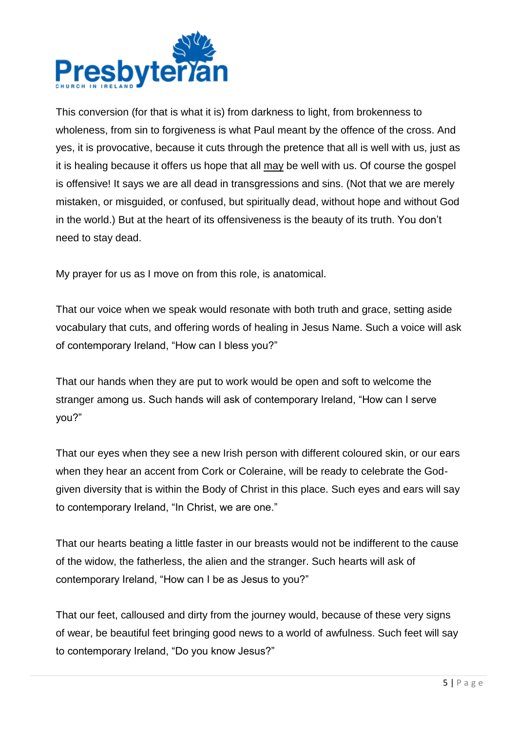This conversion (for that is what it is) from darkness to light, from brokenness to wholeness, from sin to forgiveness is what Paul meant by the offence of the cross. And yes, it is provocative, because it cuts through the pretence that all is well with us, just as it is healing because it offers us hope that all <u>may</u> be well with us. Of course the gospel is offensive! It says we are all dead in transgressions and sins. (Not that we are merely mistaken, or misguided, or confused, but spiritually dead, without hope and without God in the world.) But at the heart of its offensiveness is the beauty of its truth. You don't need to stay dead.

My prayer for us as I move on from this role, is anatomical.

That our voice when we speak would resonate with both truth and grace, setting aside vocabulary that cuts, and offering words of healing in Jesus Name. Such a voice will ask of contemporary Ireland, "How can I bless you?"

That our hands when they are put to work would be open and soft to welcome the stranger among us. Such hands will ask of contemporary Ireland, "How can I serve you?"

That our eyes when they see a new Irish person with different coloured skin, or our ears when they hear an accent from Cork or Coleraine, will be ready to celebrate the God-given diversity that is within the Body of Christ in this place. Such eyes and ears will say to contemporary Ireland, "In Christ, we are one."

That our hearts beating a little faster in our breasts would not be indifferent to the cause of the widow, the fatherless, the alien and the stranger. Such hearts will ask of contemporary Ireland, "How can I be as Jesus to you?"

That our feet, calloused and dirty from the journey would, because of these very signs of wear, be beautiful feet bringing good news to a world of awfulness. Such feet will say to contemporary Ireland, "Do you know Jesus?"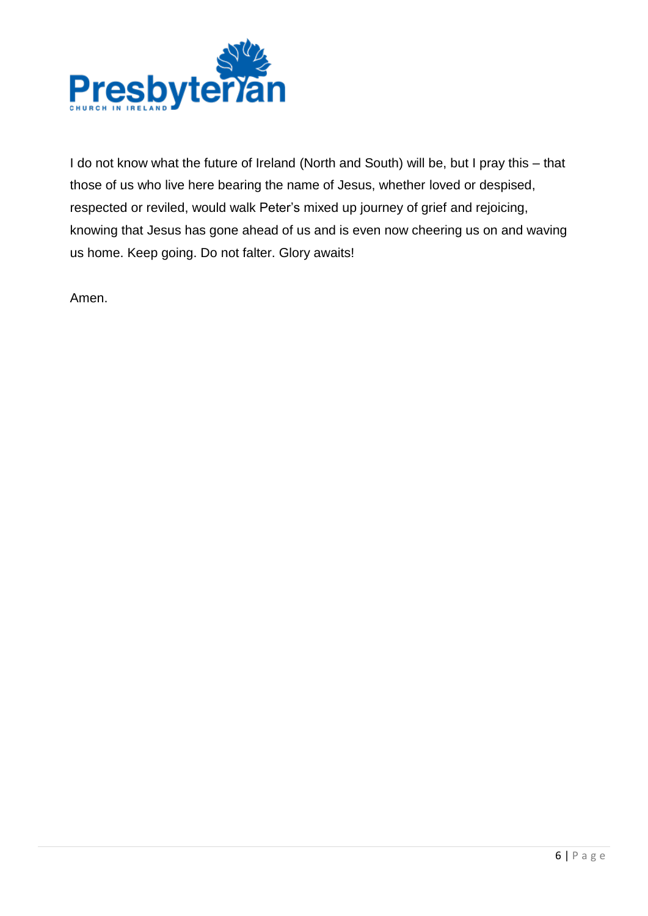I do not know what the future of Ireland (North and South) will be, but I pray this – that those of us who live here bearing the name of Jesus, whether loved or despised, respected or reviled, would walk Peter's mixed up journey of grief and rejoicing, knowing that Jesus has gone ahead of us and is even now cheering us on and waving us home. Keep going. Do not falter. Glory awaits!

Amen.